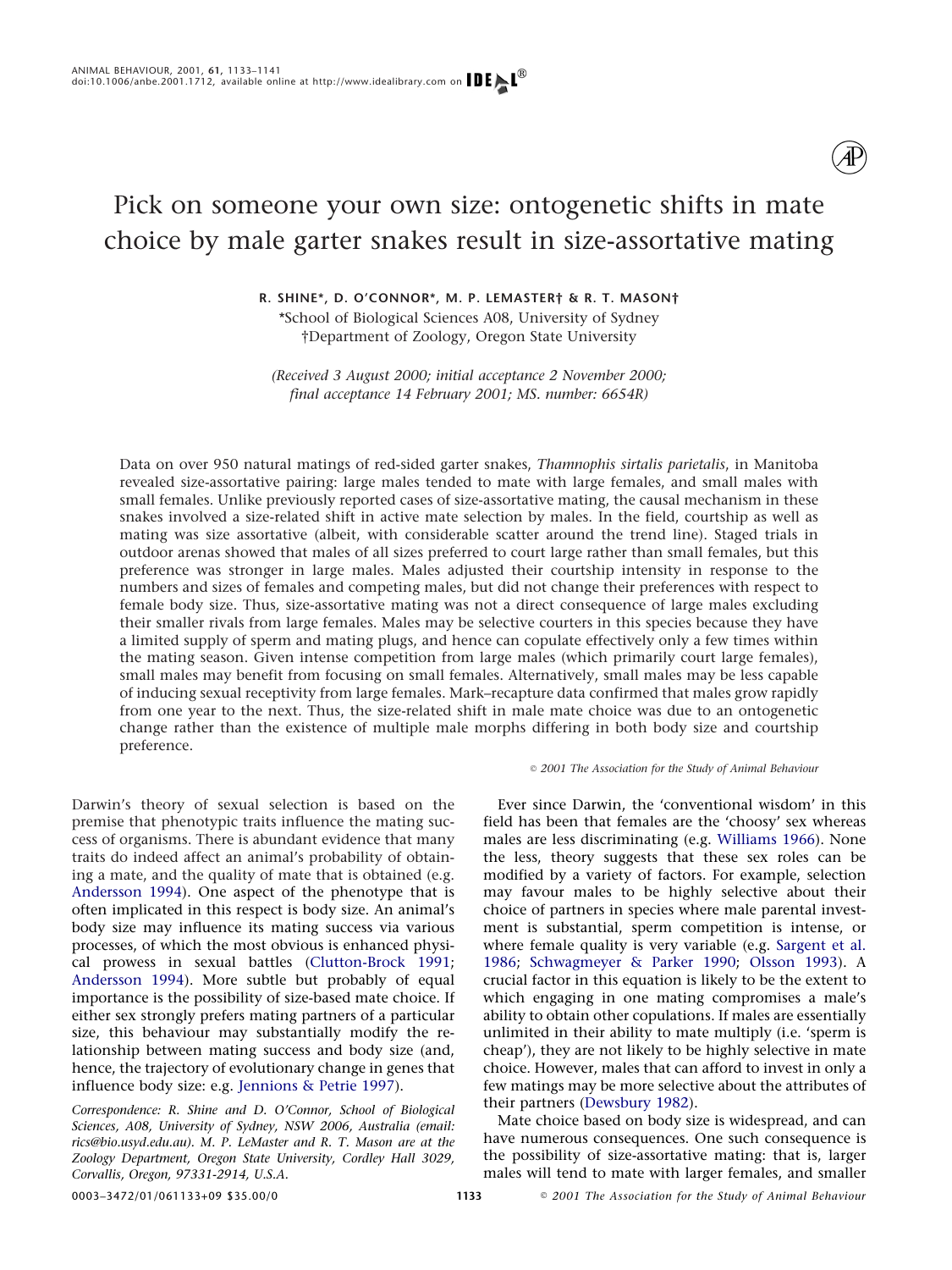# Pick on someone your own size: ontogenetic shifts in mate choice by male garter snakes result in size-assortative mating

**R. SHINE\*, D. O'CONNOR\*, M. P. LEMASTER† & R. T. MASON†**

\*School of Biological Sciences A08, University of Sydney
†Department of Zoology, Oregon State University

*(Received 3 August 2000; initial acceptance 2 November 2000; final acceptance 14 February 2001; MS. number: 6654R)*

Data on over 950 natural matings of red-sided garter snakes, *Thamnophis sirtalis parietalis*, in Manitoba revealed size-assortative pairing: large males tended to mate with large females, and small males with small females. Unlike previously reported cases of size-assortative mating, the causal mechanism in these snakes involved a size-related shift in active mate selection by males. In the field, courtship as well as mating was size assortative (albeit, with considerable scatter around the trend line). Staged trials in outdoor arenas showed that males of all sizes preferred to court large rather than small females, but this preference was stronger in large males. Males adjusted their courtship intensity in response to the numbers and sizes of females and competing males, but did not change their preferences with respect to female body size. Thus, size-assortative mating was not a direct consequence of large males excluding their smaller rivals from large females. Males may be selective courters in this species because they have a limited supply of sperm and mating plugs, and hence can copulate effectively only a few times within the mating season. Given intense competition from large males (which primarily court large females), small males may benefit from focusing on small females. Alternatively, small males may be less capable of inducing sexual receptivity from large females. Mark–recapture data confirmed that males grow rapidly from one year to the next. Thus, the size-related shift in male mate choice was due to an ontogenetic change rather than the existence of multiple male morphs differing in both body size and courtship preference.

© 2001 The Association for the Study of Animal Behaviour

Darwin's theory of sexual selection is based on the premise that phenotypic traits influence the mating success of organisms. There is abundant evidence that many traits do indeed affect an animal's probability of obtaining a mate, and the quality of mate that is obtained (e.g. Andersson 1994). One aspect of the phenotype that is often implicated in this respect is body size. An animal's body size may influence its mating success via various processes, of which the most obvious is enhanced physical prowess in sexual battles (Clutton-Brock 1991; Andersson 1994). More subtle but probably of equal importance is the possibility of size-based mate choice. If either sex strongly prefers mating partners of a particular size, this behaviour may substantially modify the relationship between mating success and body size (and, hence, the trajectory of evolutionary change in genes that influence body size: e.g. Jennions & Petrie 1997).

*Correspondence: R. Shine and D. O'Connor, School of Biological Sciences, A08, University of Sydney, NSW 2006, Australia (email: rics@bio.usyd.edu.au). M. P. LeMaster and R. T. Mason are at the Zoology Department, Oregon State University, Cordley Hall 3029, Corvallis, Oregon, 97331-2914, U.S.A.*

Ever since Darwin, the 'conventional wisdom' in this field has been that females are the 'choosy' sex whereas males are less discriminating (e.g. Williams 1966). None the less, theory suggests that these sex roles can be modified by a variety of factors. For example, selection may favour males to be highly selective about their choice of partners in species where male parental investment is substantial, sperm competition is intense, or where female quality is very variable (e.g. Sargent et al. 1986; Schwagmeyer & Parker 1990; Olsson 1993). A crucial factor in this equation is likely to be the extent to which engaging in one mating compromises a male's ability to obtain other copulations. If males are essentially unlimited in their ability to mate multiply (i.e. 'sperm is cheap'), they are not likely to be highly selective in mate choice. However, males that can afford to invest in only a few matings may be more selective about the attributes of their partners (Dewsbury 1982).

Mate choice based on body size is widespread, and can have numerous consequences. One such consequence is the possibility of size-assortative mating: that is, larger males will tend to mate with larger females, and smaller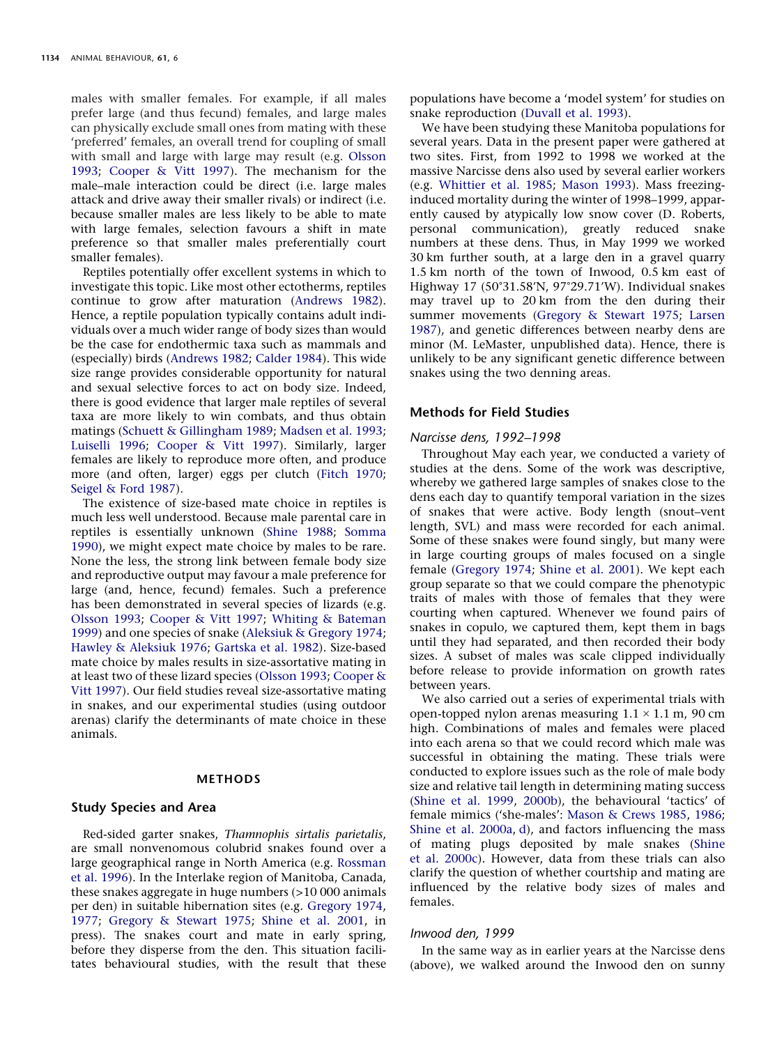males with smaller females. For example, if all males prefer large (and thus fecund) females, and large males can physically exclude small ones from mating with these 'preferred' females, an overall trend for coupling of small with small and large with large may result (e.g. Olsson 1993; Cooper & Vitt 1997). The mechanism for the male–male interaction could be direct (i.e. large males attack and drive away their smaller rivals) or indirect (i.e. because smaller males are less likely to be able to mate with large females, selection favours a shift in mate preference so that smaller males preferentially court smaller females).

Reptiles potentially offer excellent systems in which to investigate this topic. Like most other ectotherms, reptiles continue to grow after maturation (Andrews 1982). Hence, a reptile population typically contains adult individuals over a much wider range of body sizes than would be the case for endothermic taxa such as mammals and (especially) birds (Andrews 1982; Calder 1984). This wide size range provides considerable opportunity for natural and sexual selective forces to act on body size. Indeed, there is good evidence that larger male reptiles of several taxa are more likely to win combats, and thus obtain matings (Schuett & Gillingham 1989; Madsen et al. 1993; Luiselli 1996; Cooper & Vitt 1997). Similarly, larger females are likely to reproduce more often, and produce more (and often, larger) eggs per clutch (Fitch 1970; Seigel & Ford 1987).

The existence of size-based mate choice in reptiles is much less well understood. Because male parental care in reptiles is essentially unknown (Shine 1988; Somma 1990), we might expect mate choice by males to be rare. None the less, the strong link between female body size and reproductive output may favour a male preference for large (and, hence, fecund) females. Such a preference has been demonstrated in several species of lizards (e.g. Olsson 1993; Cooper & Vitt 1997; Whiting & Bateman 1999) and one species of snake (Aleksiuk & Gregory 1974; Hawley & Aleksiuk 1976; Gartska et al. 1982). Size-based mate choice by males results in size-assortative mating in at least two of these lizard species (Olsson 1993; Cooper & Vitt 1997). Our field studies reveal size-assortative mating in snakes, and our experimental studies (using outdoor arenas) clarify the determinants of mate choice in these animals.

## METHODS

### Study Species and Area

Red-sided garter snakes, *Thamnophis sirtalis parietalis*, are small nonvenomous colubrid snakes found over a large geographical range in North America (e.g. Rossman et al. 1996). In the Interlake region of Manitoba, Canada, these snakes aggregate in huge numbers (>10 000 animals per den) in suitable hibernation sites (e.g. Gregory 1974, 1977; Gregory & Stewart 1975; Shine et al. 2001, in press). The snakes court and mate in early spring, before they disperse from the den. This situation facilitates behavioural studies, with the result that these populations have become a 'model system' for studies on snake reproduction (Duvall et al. 1993).

We have been studying these Manitoba populations for several years. Data in the present paper were gathered at two sites. First, from 1992 to 1998 we worked at the massive Narcisse dens also used by several earlier workers (e.g. Whittier et al. 1985; Mason 1993). Mass freezing-induced mortality during the winter of 1998–1999, apparently caused by atypically low snow cover (D. Roberts, personal communication), greatly reduced snake numbers at these dens. Thus, in May 1999 we worked 30 km further south, at a large den in a gravel quarry 1.5 km north of the town of Inwood, 0.5 km east of Highway 17 (50°31.58′N, 97°29.71′W). Individual snakes may travel up to 20 km from the den during their summer movements (Gregory & Stewart 1975; Larsen 1987), and genetic differences between nearby dens are minor (M. LeMaster, unpublished data). Hence, there is unlikely to be any significant genetic difference between snakes using the two denning areas.

### Methods for Field Studies

#### *Narcisse dens, 1992–1998*

Throughout May each year, we conducted a variety of studies at the dens. Some of the work was descriptive, whereby we gathered large samples of snakes close to the dens each day to quantify temporal variation in the sizes of snakes that were active. Body length (snout–vent length, SVL) and mass were recorded for each animal. Some of these snakes were found singly, but many were in large courting groups of males focused on a single female (Gregory 1974; Shine et al. 2001). We kept each group separate so that we could compare the phenotypic traits of males with those of females that they were courting when captured. Whenever we found pairs of snakes in copulo, we captured them, kept them in bags until they had separated, and then recorded their body sizes. A subset of males was scale clipped individually before release to provide information on growth rates between years.

We also carried out a series of experimental trials with open-topped nylon arenas measuring 1.1 × 1.1 m, 90 cm high. Combinations of males and females were placed into each arena so that we could record which male was successful in obtaining the mating. These trials were conducted to explore issues such as the role of male body size and relative tail length in determining mating success (Shine et al. 1999, 2000b), the behavioural 'tactics' of female mimics ('she-males': Mason & Crews 1985, 1986; Shine et al. 2000a, d), and factors influencing the mass of mating plugs deposited by male snakes (Shine et al. 2000c). However, data from these trials can also clarify the question of whether courtship and mating are influenced by the relative body sizes of males and females.

#### *Inwood den, 1999*

In the same way as in earlier years at the Narcisse dens (above), we walked around the Inwood den on sunny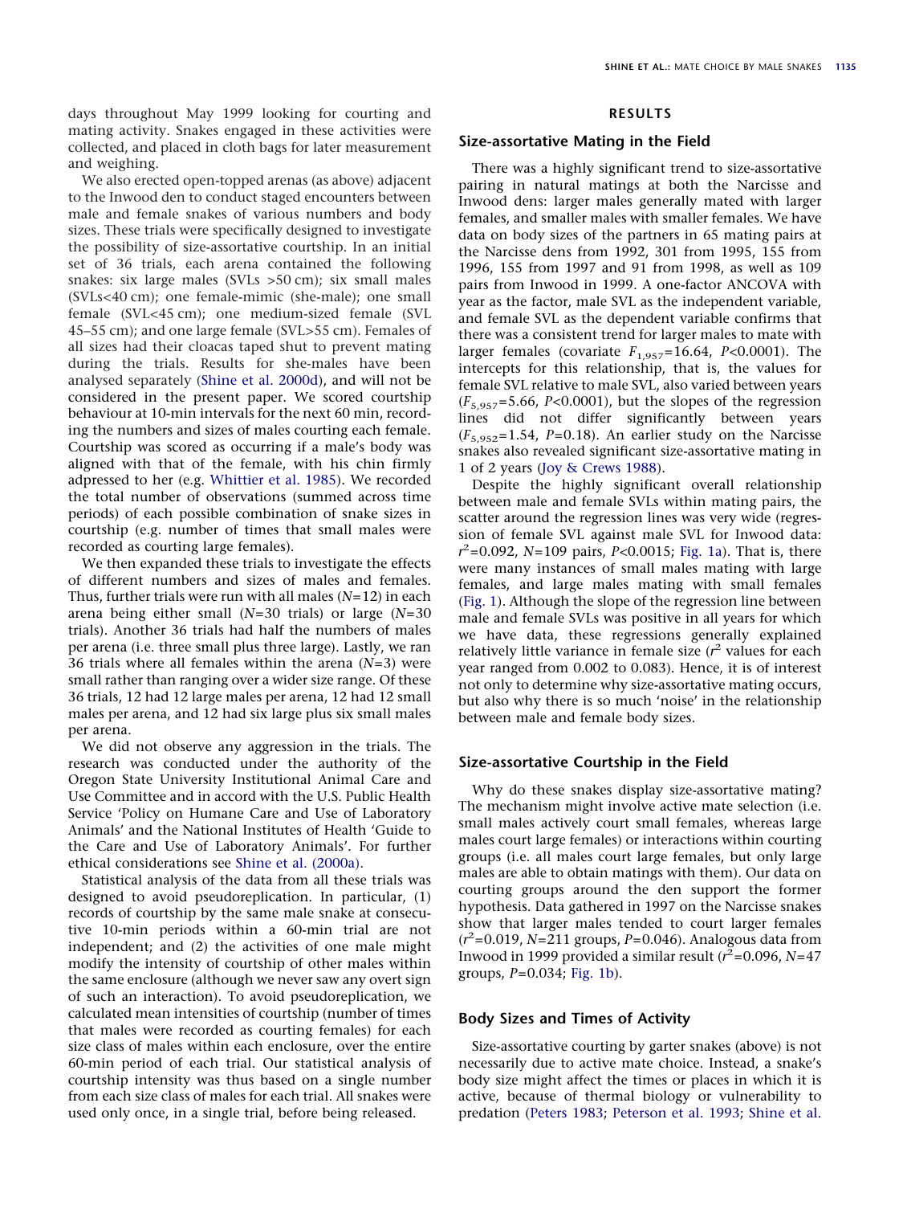days throughout May 1999 looking for courting and mating activity. Snakes engaged in these activities were collected, and placed in cloth bags for later measurement and weighing.

We also erected open-topped arenas (as above) adjacent to the Inwood den to conduct staged encounters between male and female snakes of various numbers and body sizes. These trials were specifically designed to investigate the possibility of size-assortative courtship. In an initial set of 36 trials, each arena contained the following snakes: six large males (SVLs >50 cm); six small males (SVLs<40 cm); one female-mimic (she-male); one small female (SVL<45 cm); one medium-sized female (SVL 45–55 cm); and one large female (SVL>55 cm). Females of all sizes had their cloacas taped shut to prevent mating during the trials. Results for she-males have been analysed separately (Shine et al. 2000d), and will not be considered in the present paper. We scored courtship behaviour at 10-min intervals for the next 60 min, recording the numbers and sizes of males courting each female. Courtship was scored as occurring if a male's body was aligned with that of the female, with his chin firmly adpressed to her (e.g. Whittier et al. 1985). We recorded the total number of observations (summed across time periods) of each possible combination of snake sizes in courtship (e.g. number of times that small males were recorded as courting large females).

We then expanded these trials to investigate the effects of different numbers and sizes of males and females. Thus, further trials were run with all males ($N$=12) in each arena being either small ($N$=30 trials) or large ($N$=30 trials). Another 36 trials had half the numbers of males per arena (i.e. three small plus three large). Lastly, we ran 36 trials where all females within the arena ($N$=3) were small rather than ranging over a wider size range. Of these 36 trials, 12 had 12 large males per arena, 12 had 12 small males per arena, and 12 had six large plus six small males per arena.

We did not observe any aggression in the trials. The research was conducted under the authority of the Oregon State University Institutional Animal Care and Use Committee and in accord with the U.S. Public Health Service 'Policy on Humane Care and Use of Laboratory Animals' and the National Institutes of Health 'Guide to the Care and Use of Laboratory Animals'. For further ethical considerations see Shine et al. (2000a).

Statistical analysis of the data from all these trials was designed to avoid pseudoreplication. In particular, (1) records of courtship by the same male snake at consecutive 10-min periods within a 60-min trial are not independent; and (2) the activities of one male might modify the intensity of courtship of other males within the same enclosure (although we never saw any overt sign of such an interaction). To avoid pseudoreplication, we calculated mean intensities of courtship (number of times that males were recorded as courting females) for each size class of males within each enclosure, over the entire 60-min period of each trial. Our statistical analysis of courtship intensity was thus based on a single number from each size class of males for each trial. All snakes were used only once, in a single trial, before being released.

## RESULTS

### Size-assortative Mating in the Field

There was a highly significant trend to size-assortative pairing in natural matings at both the Narcisse and Inwood dens: larger males generally mated with larger females, and smaller males with smaller females. We have data on body sizes of the partners in 65 mating pairs at the Narcisse dens from 1992, 301 from 1995, 155 from 1996, 155 from 1997 and 91 from 1998, as well as 109 pairs from Inwood in 1999. A one-factor ANCOVA with year as the factor, male SVL as the independent variable, and female SVL as the dependent variable confirms that there was a consistent trend for larger males to mate with larger females (covariate $F_{1,957}$=16.64, $P$<0.0001). The intercepts for this relationship, that is, the values for female SVL relative to male SVL, also varied between years ($F_{5,957}$=5.66, $P$<0.0001), but the slopes of the regression lines did not differ significantly between years ($F_{5,952}$=1.54, $P$=0.18). An earlier study on the Narcisse snakes also revealed significant size-assortative mating in 1 of 2 years (Joy & Crews 1988).

Despite the highly significant overall relationship between male and female SVLs within mating pairs, the scatter around the regression lines was very wide (regression of female SVL against male SVL for Inwood data: $r^2$=0.092, $N$=109 pairs, $P$<0.0015; Fig. 1a). That is, there were many instances of small males mating with large females, and large males mating with small females (Fig. 1). Although the slope of the regression line between male and female SVLs was positive in all years for which we have data, these regressions generally explained relatively little variance in female size ($r^2$ values for each year ranged from 0.002 to 0.083). Hence, it is of interest not only to determine why size-assortative mating occurs, but also why there is so much 'noise' in the relationship between male and female body sizes.

### Size-assortative Courtship in the Field

Why do these snakes display size-assortative mating? The mechanism might involve active mate selection (i.e. small males actively court small females, whereas large males court large females) or interactions within courting groups (i.e. all males court large females, but only large males are able to obtain matings with them). Our data on courting groups around the den support the former hypothesis. Data gathered in 1997 on the Narcisse snakes show that larger males tended to court larger females ($r^2$=0.019, $N$=211 groups, $P$=0.046). Analogous data from Inwood in 1999 provided a similar result ($r^2$=0.096, $N$=47 groups, $P$=0.034; Fig. 1b).

### Body Sizes and Times of Activity

Size-assortative courting by garter snakes (above) is not necessarily due to active mate choice. Instead, a snake's body size might affect the times or places in which it is active, because of thermal biology or vulnerability to predation (Peters 1983; Peterson et al. 1993; Shine et al.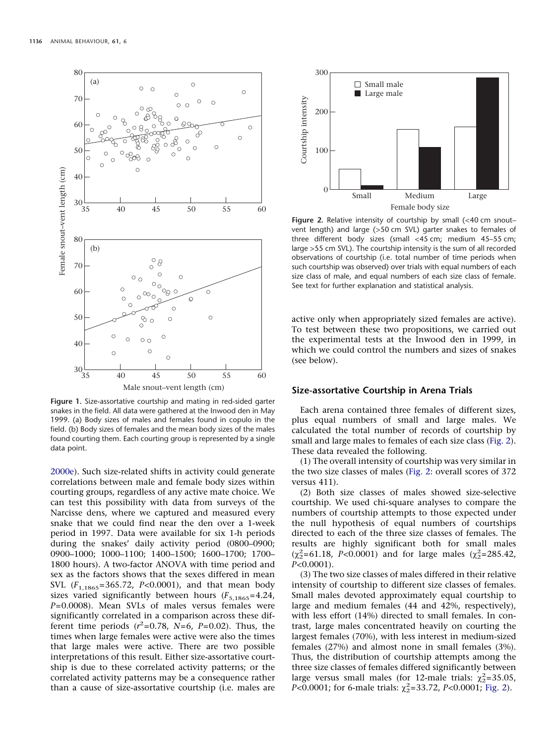**Figure 1.** Size-assortative courtship and mating in red-sided garter snakes in the field. All data were gathered at the Inwood den in May 1999. (a) Body sizes of males and females found in copulo in the field. (b) Body sizes of females and the mean body sizes of the males found courting them. Each courting group is represented by a single data point.

**Figure 2.** Relative intensity of courtship by small (<40 cm snout–vent length) and large (>50 cm SVL) garter snakes to females of three different body sizes (small <45 cm; medium 45–55 cm; large >55 cm SVL). The courtship intensity is the sum of all recorded observations of courtship (i.e. total number of time periods when such courtship was observed) over trials with equal numbers of each size class of male, and equal numbers of each size class of female. See text for further explanation and statistical analysis.

2000e). Such size-related shifts in activity could generate correlations between male and female body sizes within courting groups, regardless of any active mate choice. We can test this possibility with data from surveys of the Narcisse dens, where we captured and measured every snake that we could find near the den over a 1-week period in 1997. Data were available for six 1-h periods during the snakes' daily activity period (0800–0900; 0900–1000; 1000–1100; 1400–1500; 1600–1700; 1700–1800 hours). A two-factor ANOVA with time period and sex as the factors shows that the sexes differed in mean SVL ($F_{1,1865}$=365.72, $P$<0.0001), and that mean body sizes varied significantly between hours ($F_{5,1865}$=4.24, $P$=0.0008). Mean SVLs of males versus females were significantly correlated in a comparison across these different time periods ($r^2$=0.78, $N$=6, $P$=0.02). Thus, the times when large females were active were also the times that large males were active. There are two possible interpretations of this result. Either size-assortative courtship is due to these correlated activity patterns; or the correlated activity patterns may be a consequence rather than a cause of size-assortative courtship (i.e. males are active only when appropriately sized females are active). To test between these two propositions, we carried out the experimental tests at the Inwood den in 1999, in which we could control the numbers and sizes of snakes (see below).

## Size-assortative Courtship in Arena Trials

Each arena contained three females of different sizes, plus equal numbers of small and large males. We calculated the total number of records of courtship by small and large males to females of each size class (Fig. 2). These data revealed the following.

(1) The overall intensity of courtship was very similar in the two size classes of males (Fig. 2: overall scores of 372 versus 411).

(2) Both size classes of males showed size-selective courtship. We used chi-square analyses to compare the numbers of courtship attempts to those expected under the null hypothesis of equal numbers of courtships directed to each of the three size classes of females. The results are highly significant both for small males ($\chi^2_2$=61.18, $P$<0.0001) and for large males ($\chi^2_2$=285.42, $P$<0.0001).

(3) The two size classes of males differed in their relative intensity of courtship to different size classes of females. Small males devoted approximately equal courtship to large and medium females (44 and 42%, respectively), with less effort (14%) directed to small females. In contrast, large males concentrated heavily on courting the largest females (70%), with less interest in medium-sized females (27%) and almost none in small females (3%). Thus, the distribution of courtship attempts among the three size classes of females differed significantly between large versus small males (for 12-male trials: $\chi^2_2$=35.05, $P$<0.0001; for 6-male trials: $\chi^2_2$=33.72, $P$<0.0001; Fig. 2).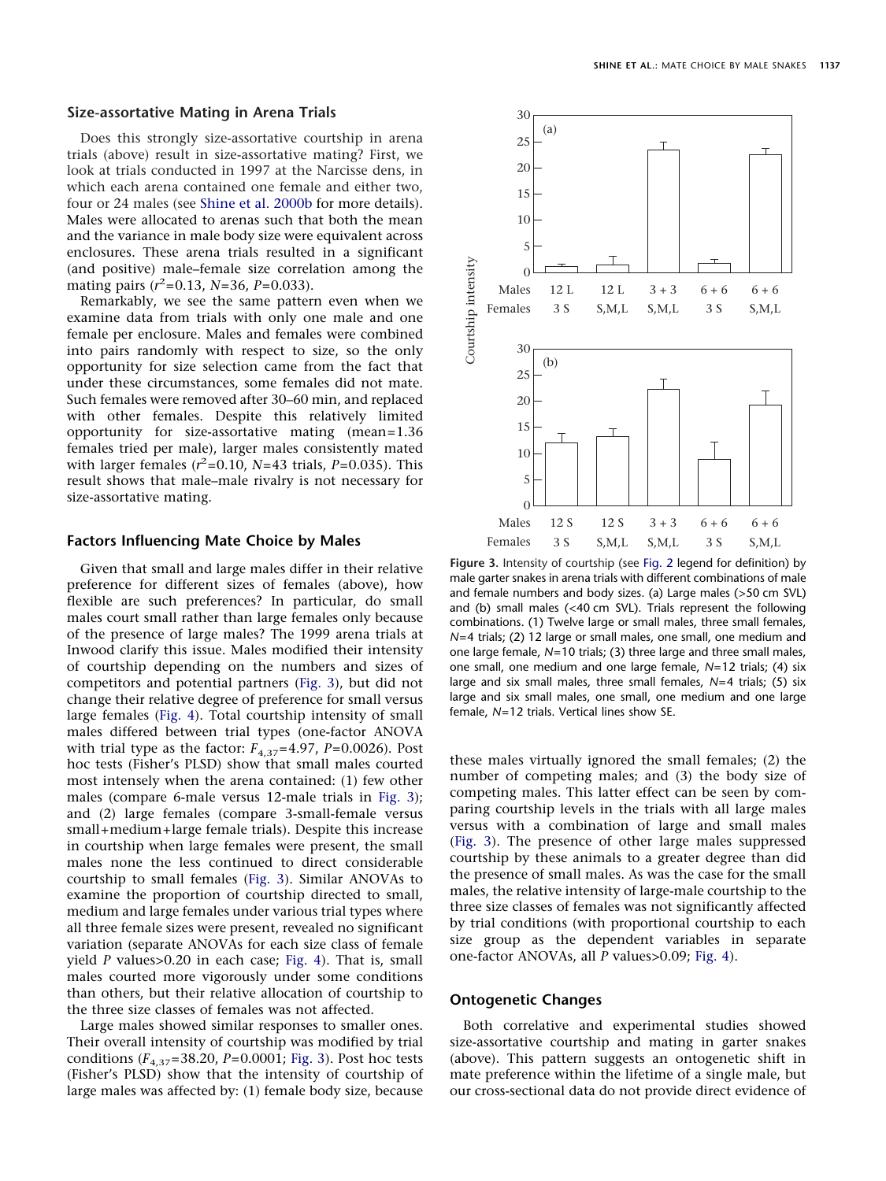### Size-assortative Mating in Arena Trials

Does this strongly size-assortative courtship in arena trials (above) result in size-assortative mating? First, we look at trials conducted in 1997 at the Narcisse dens, in which each arena contained one female and either two, four or 24 males (see Shine et al. 2000b for more details). Males were allocated to arenas such that both the mean and the variance in male body size were equivalent across enclosures. These arena trials resulted in a significant (and positive) male–female size correlation among the mating pairs ($r^2$=0.13, $N$=36, $P$=0.033).

Remarkably, we see the same pattern even when we examine data from trials with only one male and one female per enclosure. Males and females were combined into pairs randomly with respect to size, so the only opportunity for size selection came from the fact that under these circumstances, some females did not mate. Such females were removed after 30–60 min, and replaced with other females. Despite this relatively limited opportunity for size-assortative mating (mean=1.36 females tried per male), larger males consistently mated with larger females ($r^2$=0.10, $N$=43 trials, $P$=0.035). This result shows that male–male rivalry is not necessary for size-assortative mating.

### Factors Influencing Mate Choice by Males

Given that small and large males differ in their relative preference for different sizes of females (above), how flexible are such preferences? In particular, do small males court small rather than large females only because of the presence of large males? The 1999 arena trials at Inwood clarify this issue. Males modified their intensity of courtship depending on the numbers and sizes of competitors and potential partners (Fig. 3), but did not change their relative degree of preference for small versus large females (Fig. 4). Total courtship intensity of small males differed between trial types (one-factor ANOVA with trial type as the factor: $F_{4,37}$=4.97, $P$=0.0026). Post hoc tests (Fisher's PLSD) show that small males courted most intensely when the arena contained: (1) few other males (compare 6-male versus 12-male trials in Fig. 3); and (2) large females (compare 3-small-female versus small+medium+large female trials). Despite this increase in courtship when large females were present, the small males none the less continued to direct considerable courtship to small females (Fig. 3). Similar ANOVAs to examine the proportion of courtship directed to small, medium and large females under various trial types where all three female sizes were present, revealed no significant variation (separate ANOVAs for each size class of female yield $P$ values>0.20 in each case; Fig. 4). That is, small males courted more vigorously under some conditions than others, but their relative allocation of courtship to the three size classes of females was not affected.

Large males showed similar responses to smaller ones. Their overall intensity of courtship was modified by trial conditions ($F_{4,37}$=38.20, $P$=0.0001; Fig. 3). Post hoc tests (Fisher's PLSD) show that the intensity of courtship of large males was affected by: (1) female body size, because these males virtually ignored the small females; (2) the number of competing males; and (3) the body size of competing males. This latter effect can be seen by comparing courtship levels in the trials with all large males versus with a combination of large and small males (Fig. 3). The presence of other large males suppressed courtship by these animals to a greater degree than did the presence of small males. As was the case for the small males, the relative intensity of large-male courtship to the three size classes of females was not significantly affected by trial conditions (with proportional courtship to each size group as the dependent variables in separate one-factor ANOVAs, all $P$ values>0.09; Fig. 4).

**Figure 3.** Intensity of courtship (see Fig. 2 legend for definition) by male garter snakes in arena trials with different combinations of male and female numbers and body sizes. (a) Large males (>50 cm SVL) and (b) small males (<40 cm SVL). Trials represent the following combinations. (1) Twelve large or small males, three small females, $N$=4 trials; (2) 12 large or small males, one small, one medium and one large female, $N$=10 trials; (3) three large and three small males, one small, one medium and one large female, $N$=12 trials; (4) six large and six small males, three small females, $N$=4 trials; (5) six large and six small males, one small, one medium and one large female, $N$=12 trials. Vertical lines show SE.

### Ontogenetic Changes

Both correlative and experimental studies showed size-assortative courtship and mating in garter snakes (above). This pattern suggests an ontogenetic shift in mate preference within the lifetime of a single male, but our cross-sectional data do not provide direct evidence of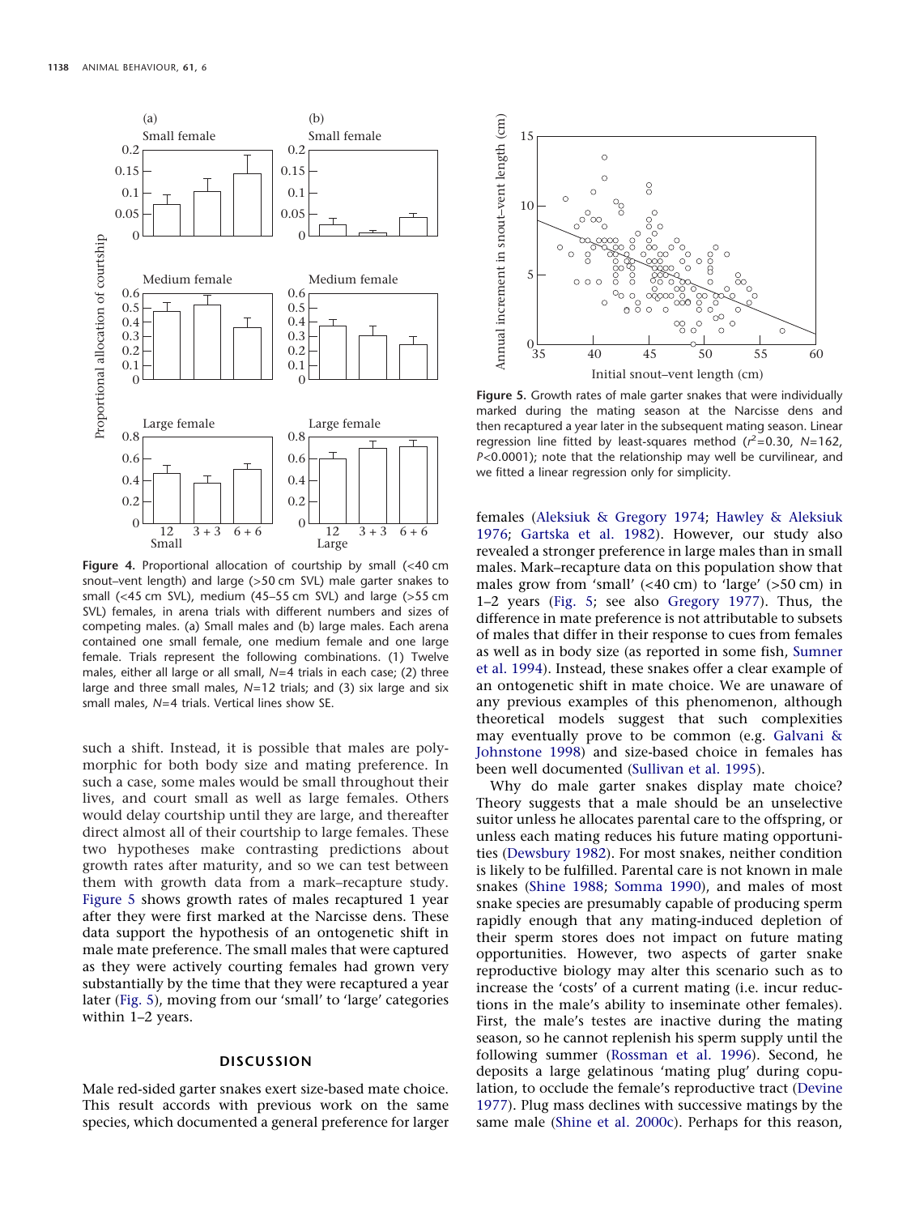**Figure 4.** Proportional allocation of courtship by small (<40 cm snout–vent length) and large (>50 cm SVL) male garter snakes to small (<45 cm SVL), medium (45–55 cm SVL) and large (>55 cm SVL) females, in arena trials with different numbers and sizes of competing males. (a) Small males and (b) large males. Each arena contained one small female, one medium female and one large female. Trials represent the following combinations. (1) Twelve males, either all large or all small, $N$=4 trials in each case; (2) three large and three small males, $N$=12 trials; and (3) six large and six small males, $N$=4 trials. Vertical lines show SE.

such a shift. Instead, it is possible that males are polymorphic for both body size and mating preference. In such a case, some males would be small throughout their lives, and court small as well as large females. Others would delay courtship until they are large, and thereafter direct almost all of their courtship to large females. These two hypotheses make contrasting predictions about growth rates after maturity, and so we can test between them with growth data from a mark–recapture study. Figure 5 shows growth rates of males recaptured 1 year after they were first marked at the Narcisse dens. These data support the hypothesis of an ontogenetic shift in male mate preference. The small males that were captured as they were actively courting females had grown very substantially by the time that they were recaptured a year later (Fig. 5), moving from our 'small' to 'large' categories within 1–2 years.

## DISCUSSION

Male red-sided garter snakes exert size-based mate choice. This result accords with previous work on the same species, which documented a general preference for larger

**Figure 5.** Growth rates of male garter snakes that were individually marked during the mating season at the Narcisse dens and then recaptured a year later in the subsequent mating season. Linear regression line fitted by least-squares method ($r^2$=0.30, $N$=162, $P$<0.0001); note that the relationship may well be curvilinear, and we fitted a linear regression only for simplicity.

females (Aleksiuk & Gregory 1974; Hawley & Aleksiuk 1976; Gartska et al. 1982). However, our study also revealed a stronger preference in large males than in small males. Mark–recapture data on this population show that males grow from 'small' (<40 cm) to 'large' (>50 cm) in 1–2 years (Fig. 5; see also Gregory 1977). Thus, the difference in mate preference is not attributable to subsets of males that differ in their response to cues from females as well as in body size (as reported in some fish, Sumner et al. 1994). Instead, these snakes offer a clear example of an ontogenetic shift in mate choice. We are unaware of any previous examples of this phenomenon, although theoretical models suggest that such complexities may eventually prove to be common (e.g. Galvani & Johnstone 1998) and size-based choice in females has been well documented (Sullivan et al. 1995).

Why do male garter snakes display mate choice? Theory suggests that a male should be an unselective suitor unless he allocates parental care to the offspring, or unless each mating reduces his future mating opportunities (Dewsbury 1982). For most snakes, neither condition is likely to be fulfilled. Parental care is not known in male snakes (Shine 1988; Somma 1990), and males of most snake species are presumably capable of producing sperm rapidly enough that any mating-induced depletion of their sperm stores does not impact on future mating opportunities. However, two aspects of garter snake reproductive biology may alter this scenario such as to increase the 'costs' of a current mating (i.e. incur reductions in the male's ability to inseminate other females). First, the male's testes are inactive during the mating season, so he cannot replenish his sperm supply until the following summer (Rossman et al. 1996). Second, he deposits a large gelatinous 'mating plug' during copulation, to occlude the female's reproductive tract (Devine 1977). Plug mass declines with successive matings by the same male (Shine et al. 2000c). Perhaps for this reason,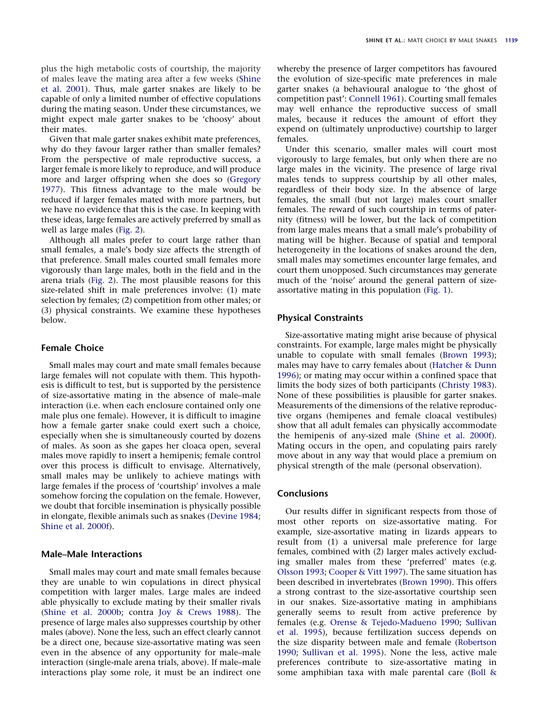plus the high metabolic costs of courtship, the majority of males leave the mating area after a few weeks (Shine et al. 2001). Thus, male garter snakes are likely to be capable of only a limited number of effective copulations during the mating season. Under these circumstances, we might expect male garter snakes to be 'choosy' about their mates.

Given that male garter snakes exhibit mate preferences, why do they favour larger rather than smaller females? From the perspective of male reproductive success, a larger female is more likely to reproduce, and will produce more and larger offspring when she does so (Gregory 1977). This fitness advantage to the male would be reduced if larger females mated with more partners, but we have no evidence that this is the case. In keeping with these ideas, large females are actively preferred by small as well as large males (Fig. 2).

Although all males prefer to court large rather than small females, a male's body size affects the strength of that preference. Small males courted small females more vigorously than large males, both in the field and in the arena trials (Fig. 2). The most plausible reasons for this size-related shift in male preferences involve: (1) mate selection by females; (2) competition from other males; or (3) physical constraints. We examine these hypotheses below.

### Female Choice

Small males may court and mate small females because large females will not copulate with them. This hypothesis is difficult to test, but is supported by the persistence of size-assortative mating in the absence of male–male interaction (i.e. when each enclosure contained only one male plus one female). However, it is difficult to imagine how a female garter snake could exert such a choice, especially when she is simultaneously courted by dozens of males. As soon as she gapes her cloaca open, several males move rapidly to insert a hemipenis; female control over this process is difficult to envisage. Alternatively, small males may be unlikely to achieve matings with large females if the process of 'courtship' involves a male somehow forcing the copulation on the female. However, we doubt that forcible insemination is physically possible in elongate, flexible animals such as snakes (Devine 1984; Shine et al. 2000f).

### Male–Male Interactions

Small males may court and mate small females because they are unable to win copulations in direct physical competition with larger males. Large males are indeed able physically to exclude mating by their smaller rivals (Shine et al. 2000b; contra Joy & Crews 1988). The presence of large males also suppresses courtship by other males (above). None the less, such an effect clearly cannot be a direct one, because size-assortative mating was seen even in the absence of any opportunity for male–male interaction (single-male arena trials, above). If male–male interactions play some role, it must be an indirect one whereby the presence of larger competitors has favoured the evolution of size-specific mate preferences in male garter snakes (a behavioural analogue to 'the ghost of competition past': Connell 1961). Courting small females may well enhance the reproductive success of small males, because it reduces the amount of effort they expend on (ultimately unproductive) courtship to larger females.

Under this scenario, smaller males will court most vigorously to large females, but only when there are no large males in the vicinity. The presence of large rival males tends to suppress courtship by all other males, regardless of their body size. In the absence of large females, the small (but not large) males court smaller females. The reward of such courtship in terms of paternity (fitness) will be lower, but the lack of competition from large males means that a small male's probability of mating will be higher. Because of spatial and temporal heterogeneity in the locations of snakes around the den, small males may sometimes encounter large females, and court them unopposed. Such circumstances may generate much of the 'noise' around the general pattern of size-assortative mating in this population (Fig. 1).

### Physical Constraints

Size-assortative mating might arise because of physical constraints. For example, large males might be physically unable to copulate with small females (Brown 1993); males may have to carry females about (Hatcher & Dunn 1996); or mating may occur within a confined space that limits the body sizes of both participants (Christy 1983). None of these possibilities is plausible for garter snakes. Measurements of the dimensions of the relative reproductive organs (hemipenes and female cloacal vestibules) show that all adult females can physically accommodate the hemipenis of any-sized male (Shine et al. 2000f). Mating occurs in the open, and copulating pairs rarely move about in any way that would place a premium on physical strength of the male (personal observation).

### Conclusions

Our results differ in significant respects from those of most other reports on size-assortative mating. For example, size-assortative mating in lizards appears to result from (1) a universal male preference for large females, combined with (2) larger males actively excluding smaller males from these 'preferred' mates (e.g. Olsson 1993; Cooper & Vitt 1997). The same situation has been described in invertebrates (Brown 1990). This offers a strong contrast to the size-assortative courtship seen in our snakes. Size-assortative mating in amphibians generally seems to result from active preference by females (e.g. Orense & Tejedo-Madueno 1990; Sullivan et al. 1995), because fertilization success depends on the size disparity between male and female (Robertson 1990; Sullivan et al. 1995). None the less, active male preferences contribute to size-assortative mating in some amphibian taxa with male parental care (Boll &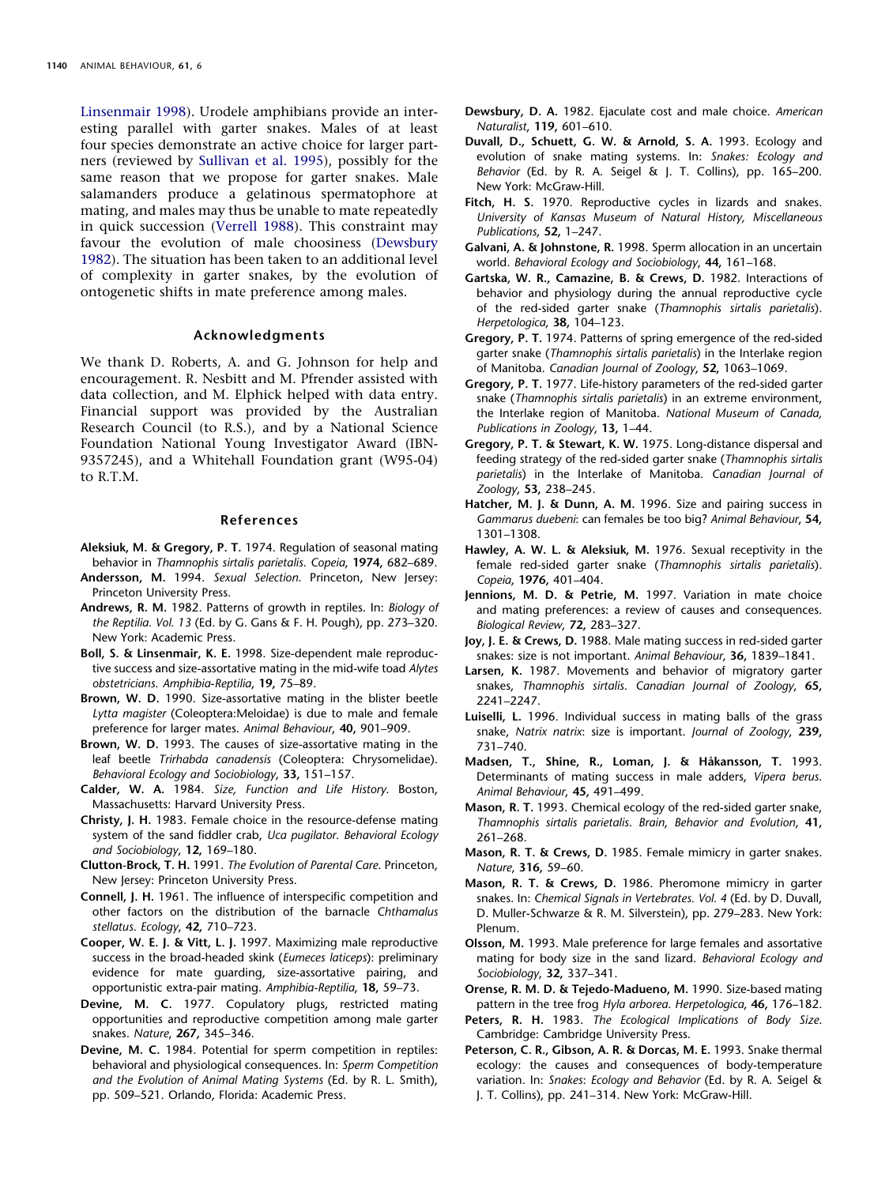Linsenmair 1998). Urodele amphibians provide an interesting parallel with garter snakes. Males of at least four species demonstrate an active choice for larger partners (reviewed by Sullivan et al. 1995), possibly for the same reason that we propose for garter snakes. Male salamanders produce a gelatinous spermatophore at mating, and males may thus be unable to mate repeatedly in quick succession (Verrell 1988). This constraint may favour the evolution of male choosiness (Dewsbury 1982). The situation has been taken to an additional level of complexity in garter snakes, by the evolution of ontogenetic shifts in mate preference among males.

## Acknowledgments

We thank D. Roberts, A. and G. Johnson for help and encouragement. R. Nesbitt and M. Pfrender assisted with data collection, and M. Elphick helped with data entry. Financial support was provided by the Australian Research Council (to R.S.), and by a National Science Foundation National Young Investigator Award (IBN-9357245), and a Whitehall Foundation grant (W95-04) to R.T.M.

## References

**Aleksiuk, M. & Gregory, P. T.** 1974. Regulation of seasonal mating behavior in *Thamnophis sirtalis parietalis*. *Copeia*, **1974,** 682–689.

**Andersson, M.** 1994. *Sexual Selection*. Princeton, New Jersey: Princeton University Press.

**Andrews, R. M.** 1982. Patterns of growth in reptiles. In: *Biology of the Reptilia. Vol. 13* (Ed. by G. Gans & F. H. Pough), pp. 273–320. New York: Academic Press.

**Boll, S. & Linsenmair, K. E.** 1998. Size-dependent male reproductive success and size-assortative mating in the mid-wife toad *Alytes obstetricians*. *Amphibia-Reptilia*, **19,** 75–89.

**Brown, W. D.** 1990. Size-assortative mating in the blister beetle *Lytta magister* (Coleoptera:Meloidae) is due to male and female preference for larger mates. *Animal Behaviour*, **40,** 901–909.

**Brown, W. D.** 1993. The causes of size-assortative mating in the leaf beetle *Trirhabda canadensis* (Coleoptera: Chrysomelidae). *Behavioral Ecology and Sociobiology*, **33,** 151–157.

**Calder, W. A.** 1984. *Size, Function and Life History*. Boston, Massachusetts: Harvard University Press.

**Christy, J. H.** 1983. Female choice in the resource-defense mating system of the sand fiddler crab, *Uca pugilator*. *Behavioral Ecology and Sociobiology*, **12,** 169–180.

**Clutton-Brock, T. H.** 1991. *The Evolution of Parental Care*. Princeton, New Jersey: Princeton University Press.

**Connell, J. H.** 1961. The influence of interspecific competition and other factors on the distribution of the barnacle *Chthamalus stellatus*. *Ecology*, **42,** 710–723.

**Cooper, W. E. J. & Vitt, L. J.** 1997. Maximizing male reproductive success in the broad-headed skink (*Eumeces laticeps*): preliminary evidence for mate guarding, size-assortative pairing, and opportunistic extra-pair mating. *Amphibia-Reptilia*, **18,** 59–73.

**Devine, M. C.** 1977. Copulatory plugs, restricted mating opportunities and reproductive competition among male garter snakes. *Nature*, **267,** 345–346.

**Devine, M. C.** 1984. Potential for sperm competition in reptiles: behavioral and physiological consequences. In: *Sperm Competition and the Evolution of Animal Mating Systems* (Ed. by R. L. Smith), pp. 509–521. Orlando, Florida: Academic Press.

**Dewsbury, D. A.** 1982. Ejaculate cost and male choice. *American Naturalist*, **119,** 601–610.

**Duvall, D., Schuett, G. W. & Arnold, S. A.** 1993. Ecology and evolution of snake mating systems. In: *Snakes: Ecology and Behavior* (Ed. by R. A. Seigel & J. T. Collins), pp. 165–200. New York: McGraw-Hill.

**Fitch, H. S.** 1970. Reproductive cycles in lizards and snakes. *University of Kansas Museum of Natural History, Miscellaneous Publications*, **52,** 1–247.

**Galvani, A. & Johnstone, R.** 1998. Sperm allocation in an uncertain world. *Behavioral Ecology and Sociobiology*, **44,** 161–168.

**Gartska, W. R., Camazine, B. & Crews, D.** 1982. Interactions of behavior and physiology during the annual reproductive cycle of the red-sided garter snake (*Thamnophis sirtalis parietalis*). *Herpetologica*, **38,** 104–123.

**Gregory, P. T.** 1974. Patterns of spring emergence of the red-sided garter snake (*Thamnophis sirtalis parietalis*) in the Interlake region of Manitoba. *Canadian Journal of Zoology*, **52,** 1063–1069.

**Gregory, P. T.** 1977. Life-history parameters of the red-sided garter snake (*Thamnophis sirtalis parietalis*) in an extreme environment, the Interlake region of Manitoba. *National Museum of Canada, Publications in Zoology*, **13,** 1–44.

**Gregory, P. T. & Stewart, K. W.** 1975. Long-distance dispersal and feeding strategy of the red-sided garter snake (*Thamnophis sirtalis parietalis*) in the Interlake of Manitoba. *Canadian Journal of Zoology*, **53,** 238–245.

**Hatcher, M. J. & Dunn, A. M.** 1996. Size and pairing success in *Gammarus duebeni*: can females be too big? *Animal Behaviour*, **54,** 1301–1308.

**Hawley, A. W. L. & Aleksiuk, M.** 1976. Sexual receptivity in the female red-sided garter snake (*Thamnophis sirtalis parietalis*). *Copeia*, **1976,** 401–404.

**Jennions, M. D. & Petrie, M.** 1997. Variation in mate choice and mating preferences: a review of causes and consequences. *Biological Review*, **72,** 283–327.

**Joy, J. E. & Crews, D.** 1988. Male mating success in red-sided garter snakes: size is not important. *Animal Behaviour*, **36,** 1839–1841.

**Larsen, K.** 1987. Movements and behavior of migratory garter snakes, *Thamnophis sirtalis*. *Canadian Journal of Zoology*, **65,** 2241–2247.

**Luiselli, L.** 1996. Individual success in mating balls of the grass snake, *Natrix natrix*: size is important. *Journal of Zoology*, **239,** 731–740.

**Madsen, T., Shine, R., Loman, J. & Håkansson, T.** 1993. Determinants of mating success in male adders, *Vipera berus*. *Animal Behaviour*, **45,** 491–499.

**Mason, R. T.** 1993. Chemical ecology of the red-sided garter snake, *Thamnophis sirtalis parietalis*. *Brain, Behavior and Evolution*, **41,** 261–268.

**Mason, R. T. & Crews, D.** 1985. Female mimicry in garter snakes. *Nature*, **316,** 59–60.

**Mason, R. T. & Crews, D.** 1986. Pheromone mimicry in garter snakes. In: *Chemical Signals in Vertebrates. Vol. 4* (Ed. by D. Duvall, D. Muller-Schwarze & R. M. Silverstein), pp. 279–283. New York: Plenum.

**Olsson, M.** 1993. Male preference for large females and assortative mating for body size in the sand lizard. *Behavioral Ecology and Sociobiology*, **32,** 337–341.

**Orense, R. M. D. & Tejedo-Madueno, M.** 1990. Size-based mating pattern in the tree frog *Hyla arborea*. *Herpetologica*, **46,** 176–182.

**Peters, R. H.** 1983. *The Ecological Implications of Body Size*. Cambridge: Cambridge University Press.

**Peterson, C. R., Gibson, A. R. & Dorcas, M. E.** 1993. Snake thermal ecology: the causes and consequences of body-temperature variation. In: *Snakes: Ecology and Behavior* (Ed. by R. A. Seigel & J. T. Collins), pp. 241–314. New York: McGraw-Hill.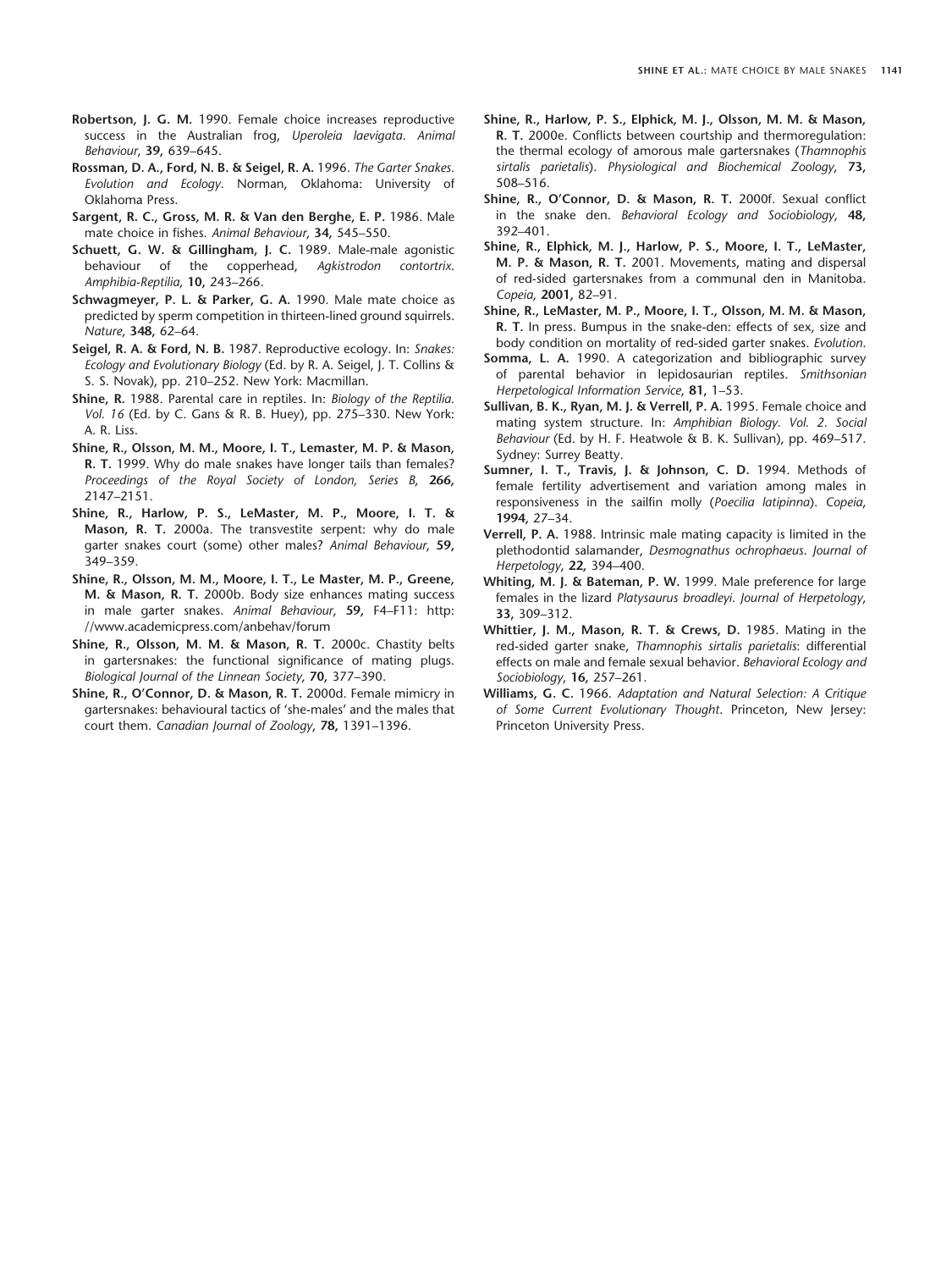**Robertson, J. G. M.** 1990. Female choice increases reproductive success in the Australian frog, *Uperoleia laevigata*. *Animal Behaviour*, **39**, 639–645.

**Rossman, D. A., Ford, N. B. & Seigel, R. A.** 1996. *The Garter Snakes. Evolution and Ecology*. Norman, Oklahoma: University of Oklahoma Press.

**Sargent, R. C., Gross, M. R. & Van den Berghe, E. P.** 1986. Male mate choice in fishes. *Animal Behaviour*, **34**, 545–550.

**Schuett, G. W. & Gillingham, J. C.** 1989. Male-male agonistic behaviour of the copperhead, *Agkistrodon contortrix*. *Amphibia-Reptilia*, **10**, 243–266.

**Schwagmeyer, P. L. & Parker, G. A.** 1990. Male mate choice as predicted by sperm competition in thirteen-lined ground squirrels. *Nature*, **348**, 62–64.

**Seigel, R. A. & Ford, N. B.** 1987. Reproductive ecology. In: *Snakes: Ecology and Evolutionary Biology* (Ed. by R. A. Seigel, J. T. Collins & S. S. Novak), pp. 210–252. New York: Macmillan.

**Shine, R.** 1988. Parental care in reptiles. In: *Biology of the Reptilia. Vol. 16* (Ed. by C. Gans & R. B. Huey), pp. 275–330. New York: A. R. Liss.

**Shine, R., Olsson, M. M., Moore, I. T., Lemaster, M. P. & Mason, R. T.** 1999. Why do male snakes have longer tails than females? *Proceedings of the Royal Society of London, Series B*, **266**, 2147–2151.

**Shine, R., Harlow, P. S., LeMaster, M. P., Moore, I. T. & Mason, R. T.** 2000a. The transvestite serpent: why do male garter snakes court (some) other males? *Animal Behaviour*, **59**, 349–359.

**Shine, R., Olsson, M. M., Moore, I. T., Le Master, M. P., Greene, M. & Mason, R. T.** 2000b. Body size enhances mating success in male garter snakes. *Animal Behaviour*, **59**, F4–F11: http://www.academicpress.com/anbehav/forum

**Shine, R., Olsson, M. M. & Mason, R. T.** 2000c. Chastity belts in gartersnakes: the functional significance of mating plugs. *Biological Journal of the Linnean Society*, **70**, 377–390.

**Shine, R., O'Connor, D. & Mason, R. T.** 2000d. Female mimicry in gartersnakes: behavioural tactics of 'she-males' and the males that court them. *Canadian Journal of Zoology*, **78**, 1391–1396.

**Shine, R., Harlow, P. S., Elphick, M. J., Olsson, M. M. & Mason, R. T.** 2000e. Conflicts between courtship and thermoregulation: the thermal ecology of amorous male gartersnakes (*Thamnophis sirtalis parietalis*). *Physiological and Biochemical Zoology*, **73**, 508–516.

**Shine, R., O'Connor, D. & Mason, R. T.** 2000f. Sexual conflict in the snake den. *Behavioral Ecology and Sociobiology*, **48**, 392–401.

**Shine, R., Elphick, M. J., Harlow, P. S., Moore, I. T., LeMaster, M. P. & Mason, R. T.** 2001. Movements, mating and dispersal of red-sided gartersnakes from a communal den in Manitoba. *Copeia*, **2001**, 82–91.

**Shine, R., LeMaster, M. P., Moore, I. T., Olsson, M. M. & Mason, R. T.** In press. Bumpus in the snake-den: effects of sex, size and body condition on mortality of red-sided garter snakes. *Evolution*.

**Somma, L. A.** 1990. A categorization and bibliographic survey of parental behavior in lepidosaurian reptiles. *Smithsonian Herpetological Information Service*, **81**, 1–53.

**Sullivan, B. K., Ryan, M. J. & Verrell, P. A.** 1995. Female choice and mating system structure. In: *Amphibian Biology. Vol. 2. Social Behaviour* (Ed. by H. F. Heatwole & B. K. Sullivan), pp. 469–517. Sydney: Surrey Beatty.

**Sumner, I. T., Travis, J. & Johnson, C. D.** 1994. Methods of female fertility advertisement and variation among males in responsiveness in the sailfin molly (*Poecilia latipinna*). *Copeia*, **1994**, 27–34.

**Verrell, P. A.** 1988. Intrinsic male mating capacity is limited in the plethodontid salamander, *Desmognathus ochrophaeus*. *Journal of Herpetology*, **22**, 394–400.

**Whiting, M. J. & Bateman, P. W.** 1999. Male preference for large females in the lizard *Platysaurus broadleyi*. *Journal of Herpetology*, **33**, 309–312.

**Whittier, J. M., Mason, R. T. & Crews, D.** 1985. Mating in the red-sided garter snake, *Thamnophis sirtalis parietalis*: differential effects on male and female sexual behavior. *Behavioral Ecology and Sociobiology*, **16**, 257–261.

**Williams, G. C.** 1966. *Adaptation and Natural Selection: A Critique of Some Current Evolutionary Thought*. Princeton, New Jersey: Princeton University Press.